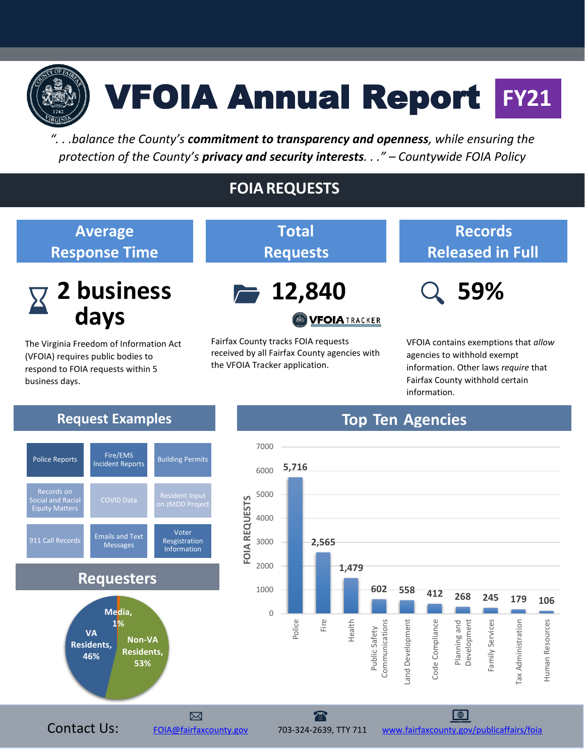# VFOIA Annual Report FY21

*". . .balance the County's **commitment to transparency and openness**, while ensuring the protection of the County's **privacy and security interests**. . ." – Countywide FOIA Policy*

## FOIA REQUESTS

### Average Response Time

**2 business days**

The Virginia Freedom of Information Act (VFOIA) requires public bodies to respond to FOIA requests within 5 business days.

### Total Requests

**12,840**

VFOIA TRACKER

Fairfax County tracks FOIA requests received by all Fairfax County agencies with the VFOIA Tracker application.

### Records Released in Full

**59%**

VFOIA contains exemptions that *allow* agencies to withhold exempt information. Other laws *require* that Fairfax County withhold certain information.

## Request Examples

| | | |
|---|---|---|
| Police Reports | Fire/EMS Incident Reports | Building Permits |
| Records on Social and Racial Equity Matters | COVID Data | Resident Input on zMOD Project |
| 911 Call Records | Emails and Text Messages | Voter Resgistration Information |

## Requesters

| Requester | Share |
|---|---|
| Non-VA Residents | 53% |
| VA Residents | 46% |
| Media | 1% |

## Top Ten Agencies

| Agency | FOIA Requests |
|---|---|
| Police | 5,716 |
| Fire | 2,565 |
| Health | 1,479 |
| Public Safety Communications | 602 |
| Land Development | 558 |
| Code Compliance | 412 |
| Planning and Development | 268 |
| Family Services | 245 |
| Tax Administration | 179 |
| Human Resources | 106 |

Contact Us: FOIA@fairfaxcounty.gov | 703-324-2639, TTY 711 | www.fairfaxcounty.gov/publicaffairs/foia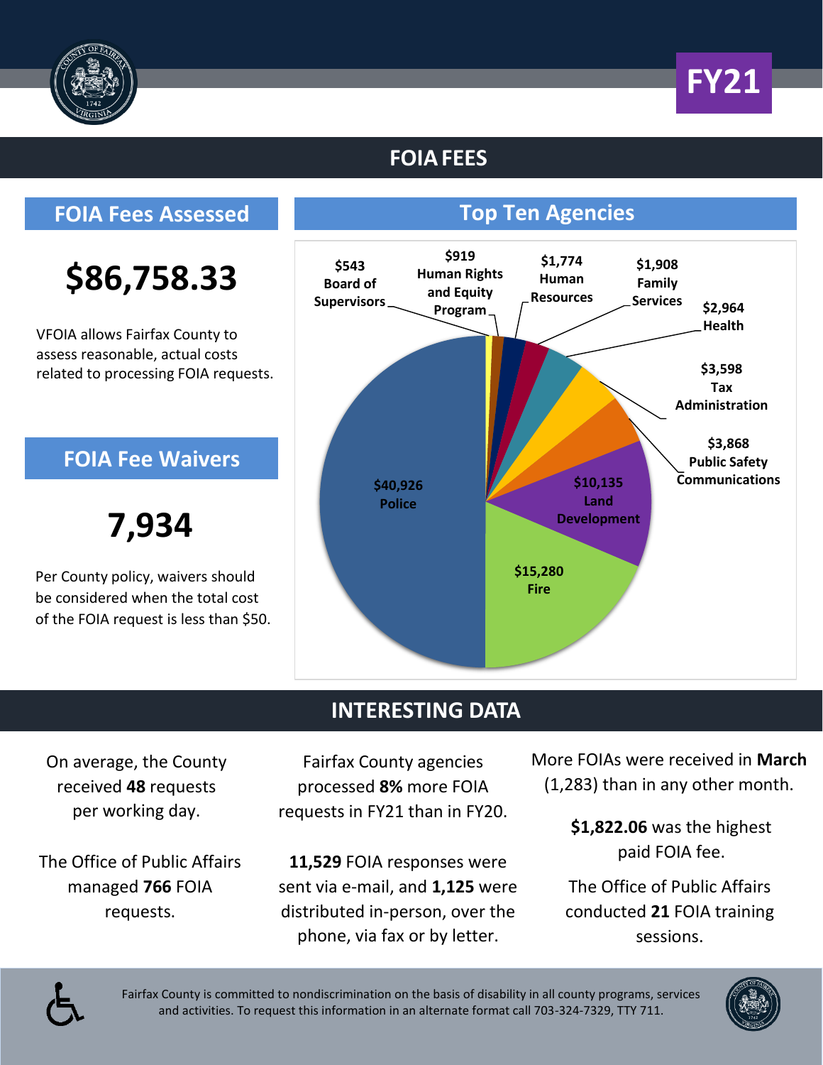FY21

# FOIA FEES

## FOIA Fees Assessed

**$86,758.33**

VFOIA allows Fairfax County to assess reasonable, actual costs related to processing FOIA requests.

## FOIA Fee Waivers

**7,934**

Per County policy, waivers should be considered when the total cost of the FOIA request is less than $50.

## Top Ten Agencies

$543 Board of Supervisors

$919 Human Rights and Equity Program

$1,774 Human Resources

$1,908 Family Services

$2,964 Health

$3,598 Tax Administration

$3,868 Public Safety Communications

$10,135 Land Development

$15,280 Fire

$40,926 Police

# INTERESTING DATA

On average, the County received **48** requests per working day.

The Office of Public Affairs managed **766** FOIA requests.

Fairfax County agencies processed **8%** more FOIA requests in FY21 than in FY20.

**11,529** FOIA responses were sent via e-mail, and **1,125** were distributed in-person, over the phone, via fax or by letter.

More FOIAs were received in **March** (1,283) than in any other month.

**$1,822.06** was the highest paid FOIA fee.

The Office of Public Affairs conducted **21** FOIA training sessions.

Fairfax County is committed to nondiscrimination on the basis of disability in all county programs, services and activities. To request this information in an alternate format call 703-324-7329, TTY 711.